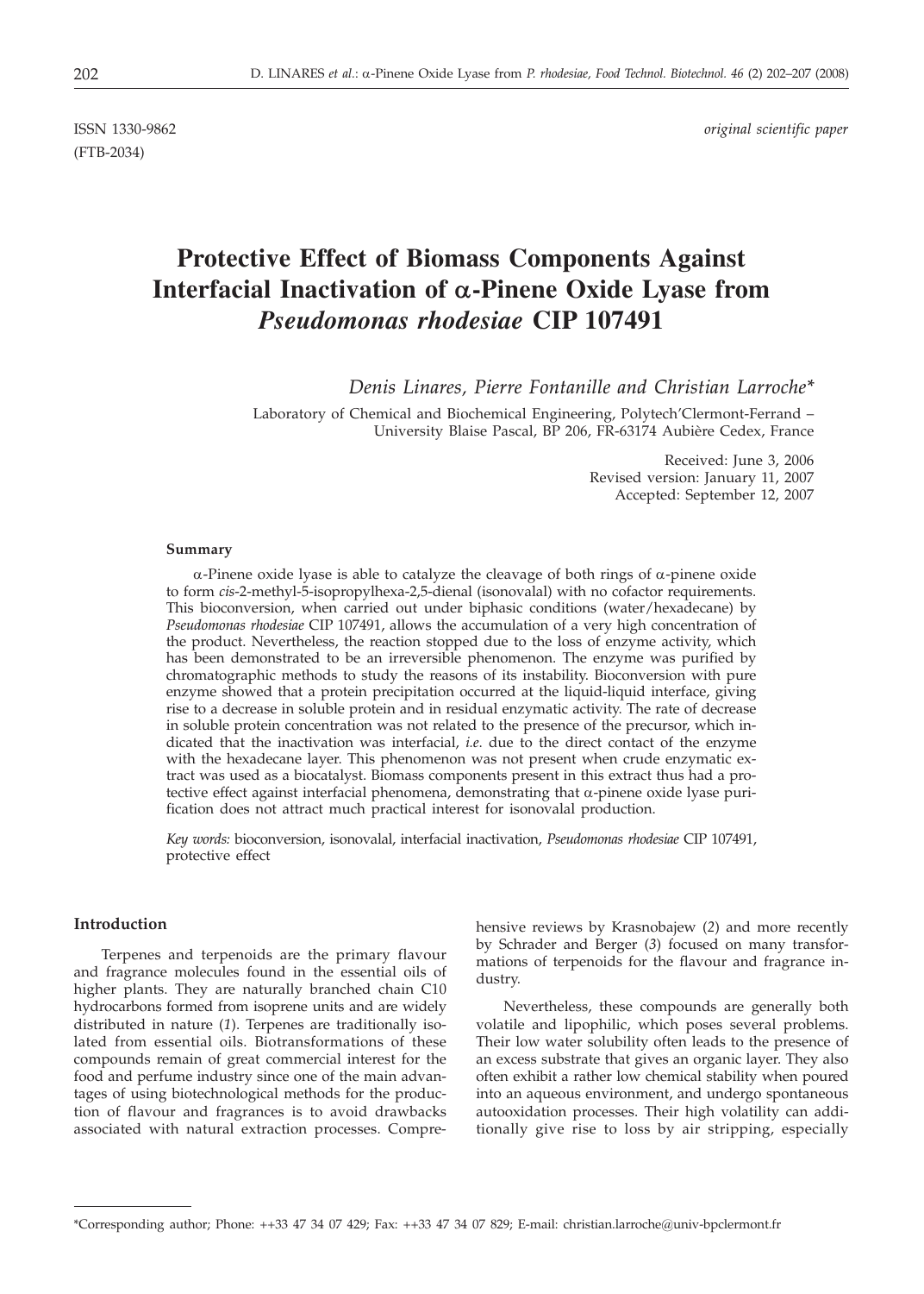ISSN 1330-9862 *original scientific paper*
(FTB-2034)

# Protective Effect of Biomass Components Against Interfacial Inactivation of α-Pinene Oxide Lyase from *Pseudomonas rhodesiae* CIP 107491

*Denis Linares, Pierre Fontanille and Christian Larroche**

Laboratory of Chemical and Biochemical Engineering, Polytech'Clermont-Ferrand – University Blaise Pascal, BP 206, FR-63174 Aubière Cedex, France

Received: June 3, 2006
Revised version: January 11, 2007
Accepted: September 12, 2007

#### Summary

α-Pinene oxide lyase is able to catalyze the cleavage of both rings of α-pinene oxide to form *cis*-2-methyl-5-isopropylhexa-2,5-dienal (isonovalal) with no cofactor requirements. This bioconversion, when carried out under biphasic conditions (water/hexadecane) by *Pseudomonas rhodesiae* CIP 107491, allows the accumulation of a very high concentration of the product. Nevertheless, the reaction stopped due to the loss of enzyme activity, which has been demonstrated to be an irreversible phenomenon. The enzyme was purified by chromatographic methods to study the reasons of its instability. Bioconversion with pure enzyme showed that a protein precipitation occurred at the liquid-liquid interface, giving rise to a decrease in soluble protein and in residual enzymatic activity. The rate of decrease in soluble protein concentration was not related to the presence of the precursor, which indicated that the inactivation was interfacial, *i.e.* due to the direct contact of the enzyme with the hexadecane layer. This phenomenon was not present when crude enzymatic extract was used as a biocatalyst. Biomass components present in this extract thus had a protective effect against interfacial phenomena, demonstrating that α-pinene oxide lyase purification does not attract much practical interest for isonovalal production.

*Key words:* bioconversion, isonovalal, interfacial inactivation, *Pseudomonas rhodesiae* CIP 107491, protective effect

#### Introduction

Terpenes and terpenoids are the primary flavour and fragrance molecules found in the essential oils of higher plants. They are naturally branched chain C10 hydrocarbons formed from isoprene units and are widely distributed in nature (*1*). Terpenes are traditionally isolated from essential oils. Biotransformations of these compounds remain of great commercial interest for the food and perfume industry since one of the main advantages of using biotechnological methods for the production of flavour and fragrances is to avoid drawbacks associated with natural extraction processes. Comprehensive reviews by Krasnobajew (*2*) and more recently by Schrader and Berger (*3*) focused on many transformations of terpenoids for the flavour and fragrance industry.

Nevertheless, these compounds are generally both volatile and lipophilic, which poses several problems. Their low water solubility often leads to the presence of an excess substrate that gives an organic layer. They also often exhibit a rather low chemical stability when poured into an aqueous environment, and undergo spontaneous autooxidation processes. Their high volatility can additionally give rise to loss by air stripping, especially

---

*Corresponding author; Phone: ++33 47 34 07 429; Fax: ++33 47 34 07 829; E-mail: christian.larroche@univ-bpclermont.fr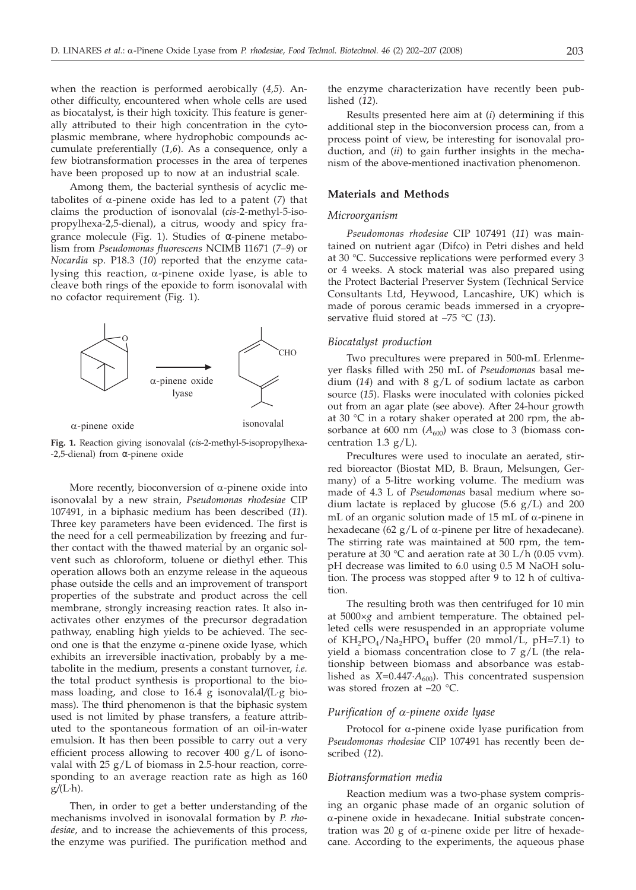when the reaction is performed aerobically (*4,5*). Another difficulty, encountered when whole cells are used as biocatalyst, is their high toxicity. This feature is generally attributed to their high concentration in the cytoplasmic membrane, where hydrophobic compounds accumulate preferentially (*1,6*). As a consequence, only a few biotransformation processes in the area of terpenes have been proposed up to now at an industrial scale.

Among them, the bacterial synthesis of acyclic metabolites of α-pinene oxide has led to a patent (*7*) that claims the production of isonovalal (*cis*-2-methyl-5-isopropylhexa-2,5-dienal), a citrus, woody and spicy fragrance molecule (Fig. 1). Studies of α-pinene metabolism from *Pseudomonas fluorescens* NCIMB 11671 (*7–9*) or *Nocardia* sp. P18.3 (*10*) reported that the enzyme catalysing this reaction, α-pinene oxide lyase, is able to cleave both rings of the epoxide to form isonovalal with no cofactor requirement (Fig. 1).

**Fig. 1.** Reaction giving isonovalal (*cis*-2-methyl-5-isopropylhexa-2,5-dienal) from α-pinene oxide

More recently, bioconversion of α-pinene oxide into isonovalal by a new strain, *Pseudomonas rhodesiae* CIP 107491, in a biphasic medium has been described (*11*). Three key parameters have been evidenced. The first is the need for a cell permeabilization by freezing and further contact with the thawed material by an organic solvent such as chloroform, toluene or diethyl ether. This operation allows both an enzyme release in the aqueous phase outside the cells and an improvement of transport properties of the substrate and product across the cell membrane, strongly increasing reaction rates. It also inactivates other enzymes of the precursor degradation pathway, enabling high yields to be achieved. The second one is that the enzyme α-pinene oxide lyase, which exhibits an irreversible inactivation, probably by a metabolite in the medium, presents a constant turnover, *i.e.* the total product synthesis is proportional to the biomass loading, and close to 16.4 g isonovalal/(L·g biomass). The third phenomenon is that the biphasic system used is not limited by phase transfers, a feature attributed to the spontaneous formation of an oil-in-water emulsion. It has then been possible to carry out a very efficient process allowing to recover 400 g/L of isonovalal with 25 g/L of biomass in 2.5-hour reaction, corresponding to an average reaction rate as high as 160 g/(L·h).

Then, in order to get a better understanding of the mechanisms involved in isonovalal formation by *P. rhodesiae*, and to increase the achievements of this process, the enzyme was purified. The purification method and the enzyme characterization have recently been published (*12*).

Results presented here aim at (*i*) determining if this additional step in the bioconversion process can, from a process point of view, be interesting for isonovalal production, and (*ii*) to gain further insights in the mechanism of the above-mentioned inactivation phenomenon.

## Materials and Methods

### Microorganism

*Pseudomonas rhodesiae* CIP 107491 (*11*) was maintained on nutrient agar (Difco) in Petri dishes and held at 30 °C. Successive replications were performed every 3 or 4 weeks. A stock material was also prepared using the Protect Bacterial Preserver System (Technical Service Consultants Ltd, Heywood, Lancashire, UK) which is made of porous ceramic beads immersed in a cryopreservative fluid stored at –75 °C (*13*).

### Biocatalyst production

Two precultures were prepared in 500-mL Erlenmeyer flasks filled with 250 mL of *Pseudomonas* basal medium (*14*) and with 8 g/L of sodium lactate as carbon source (*15*). Flasks were inoculated with colonies picked out from an agar plate (see above). After 24-hour growth at 30 °C in a rotary shaker operated at 200 rpm, the absorbance at 600 nm ($A_{600}$) was close to 3 (biomass concentration 1.3 g/L).

Precultures were used to inoculate an aerated, stirred bioreactor (Biostat MD, B. Braun, Melsungen, Germany) of a 5-litre working volume. The medium was made of 4.3 L of *Pseudomonas* basal medium where sodium lactate is replaced by glucose (5.6 g/L) and 200 mL of an organic solution made of 15 mL of α-pinene in hexadecane (62 g/L of α-pinene per litre of hexadecane). The stirring rate was maintained at 500 rpm, the temperature at 30 °C and aeration rate at 30 L/h (0.05 vvm). pH decrease was limited to 6.0 using 0.5 M NaOH solution. The process was stopped after 9 to 12 h of cultivation.

The resulting broth was then centrifuged for 10 min at 5000×*g* and ambient temperature. The obtained pelleted cells were resuspended in an appropriate volume of $KH_2PO_4/Na_2HPO_4$ buffer (20 mmol/L, pH=7.1) to yield a biomass concentration close to 7 g/L (the relationship between biomass and absorbance was established as $X=0.447 \cdot A_{600}$). This concentrated suspension was stored frozen at –20 °C.

### Purification of α-pinene oxide lyase

Protocol for α-pinene oxide lyase purification from *Pseudomonas rhodesiae* CIP 107491 has recently been described (*12*).

### Biotransformation media

Reaction medium was a two-phase system comprising an organic phase made of an organic solution of α-pinene oxide in hexadecane. Initial substrate concentration was 20 g of α-pinene oxide per litre of hexadecane. According to the experiments, the aqueous phase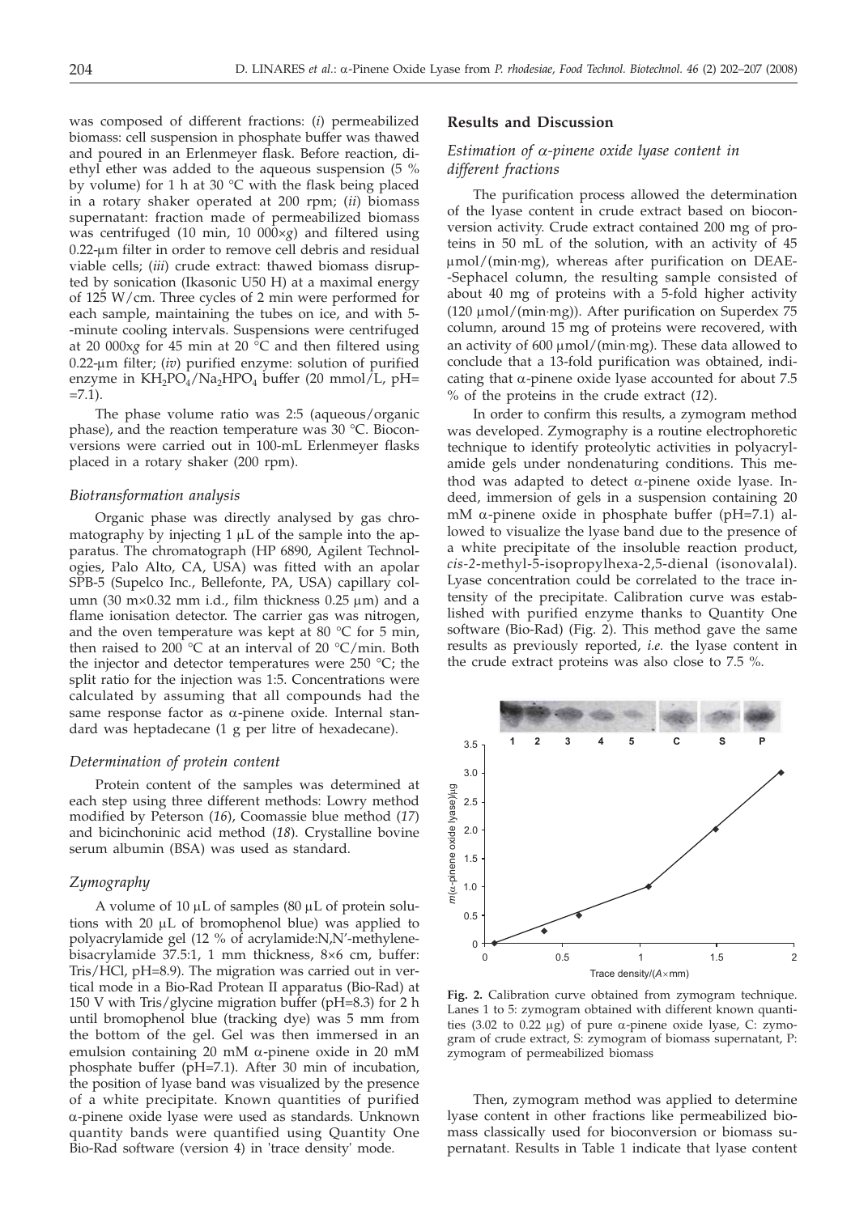was composed of different fractions: (*i*) permeabilized biomass: cell suspension in phosphate buffer was thawed and poured in an Erlenmeyer flask. Before reaction, diethyl ether was added to the aqueous suspension (5 % by volume) for 1 h at 30 °C with the flask being placed in a rotary shaker operated at 200 rpm; (*ii*) biomass supernatant: fraction made of permeabilized biomass was centrifuged (10 min, 10 000×*g*) and filtered using 0.22-μm filter in order to remove cell debris and residual viable cells; (*iii*) crude extract: thawed biomass disrupted by sonication (Ikasonic U50 H) at a maximal energy of 125 W/cm. Three cycles of 2 min were performed for each sample, maintaining the tubes on ice, and with 5-minute cooling intervals. Suspensions were centrifuged at 20 000×*g* for 45 min at 20 °C and then filtered using 0.22-μm filter; (*iv*) purified enzyme: solution of purified enzyme in $KH_2PO_4/Na_2HPO_4$ buffer (20 mmol/L, pH=7.1).

The phase volume ratio was 2:5 (aqueous/organic phase), and the reaction temperature was 30 °C. Bioconversions were carried out in 100-mL Erlenmeyer flasks placed in a rotary shaker (200 rpm).

### *Biotransformation analysis*

Organic phase was directly analysed by gas chromatography by injecting 1 μL of the sample into the apparatus. The chromatograph (HP 6890, Agilent Technologies, Palo Alto, CA, USA) was fitted with an apolar SPB-5 (Supelco Inc., Bellefonte, PA, USA) capillary column (30 m×0.32 mm i.d., film thickness 0.25 μm) and a flame ionisation detector. The carrier gas was nitrogen, and the oven temperature was kept at 80 °C for 5 min, then raised to 200 °C at an interval of 20 °C/min. Both the injector and detector temperatures were 250 °C; the split ratio for the injection was 1:5. Concentrations were calculated by assuming that all compounds had the same response factor as α-pinene oxide. Internal standard was heptadecane (1 g per litre of hexadecane).

### *Determination of protein content*

Protein content of the samples was determined at each step using three different methods: Lowry method modified by Peterson (*16*), Coomassie blue method (*17*) and bicinchoninic acid method (*18*). Crystalline bovine serum albumin (BSA) was used as standard.

### *Zymography*

A volume of 10 μL of samples (80 μL of protein solutions with 20 μL of bromophenol blue) was applied to polyacrylamide gel (12 % of acrylamide:N,N'-methylenebisacrylamide 37.5:1, 1 mm thickness, 8×6 cm, buffer: Tris/HCl, pH=8.9). The migration was carried out in vertical mode in a Bio-Rad Protean II apparatus (Bio-Rad) at 150 V with Tris/glycine migration buffer (pH=8.3) for 2 h until bromophenol blue (tracking dye) was 5 mm from the bottom of the gel. Gel was then immersed in an emulsion containing 20 mM α-pinene oxide in 20 mM phosphate buffer (pH=7.1). After 30 min of incubation, the position of lyase band was visualized by the presence of a white precipitate. Known quantities of purified α-pinene oxide lyase were used as standards. Unknown quantity bands were quantified using Quantity One Bio-Rad software (version 4) in 'trace density' mode.

## Results and Discussion

### *Estimation of α-pinene oxide lyase content in different fractions*

The purification process allowed the determination of the lyase content in crude extract based on bioconversion activity. Crude extract contained 200 mg of proteins in 50 mL of the solution, with an activity of 45 μmol/(min·mg), whereas after purification on DEAE-Sephacel column, the resulting sample consisted of about 40 mg of proteins with a 5-fold higher activity (120 μmol/(min·mg)). After purification on Superdex 75 column, around 15 mg of proteins were recovered, with an activity of 600 μmol/(min·mg). These data allowed to conclude that a 13-fold purification was obtained, indicating that α-pinene oxide lyase accounted for about 7.5 % of the proteins in the crude extract (*12*).

In order to confirm this results, a zymogram method was developed. Zymography is a routine electrophoretic technique to identify proteolytic activities in polyacrylamide gels under nondenaturing conditions. This method was adapted to detect α-pinene oxide lyase. Indeed, immersion of gels in a suspension containing 20 mM α-pinene oxide in phosphate buffer (pH=7.1) allowed to visualize the lyase band due to the presence of a white precipitate of the insoluble reaction product, *cis*-2-methyl-5-isopropylhexa-2,5-dienal (isonovalal). Lyase concentration could be correlated to the trace intensity of the precipitate. Calibration curve was established with purified enzyme thanks to Quantity One software (Bio-Rad) (Fig. 2). This method gave the same results as previously reported, *i.e.* the lyase content in the crude extract proteins was also close to 7.5 %.

**Fig. 2.** Calibration curve obtained from zymogram technique. Lanes 1 to 5: zymogram obtained with different known quantities (3.02 to 0.22 μg) of pure α-pinene oxide lyase, C: zymogram of crude extract, S: zymogram of biomass supernatant, P: zymogram of permeabilized biomass

Then, zymogram method was applied to determine lyase content in other fractions like permeabilized biomass classically used for bioconversion or biomass supernatant. Results in Table 1 indicate that lyase content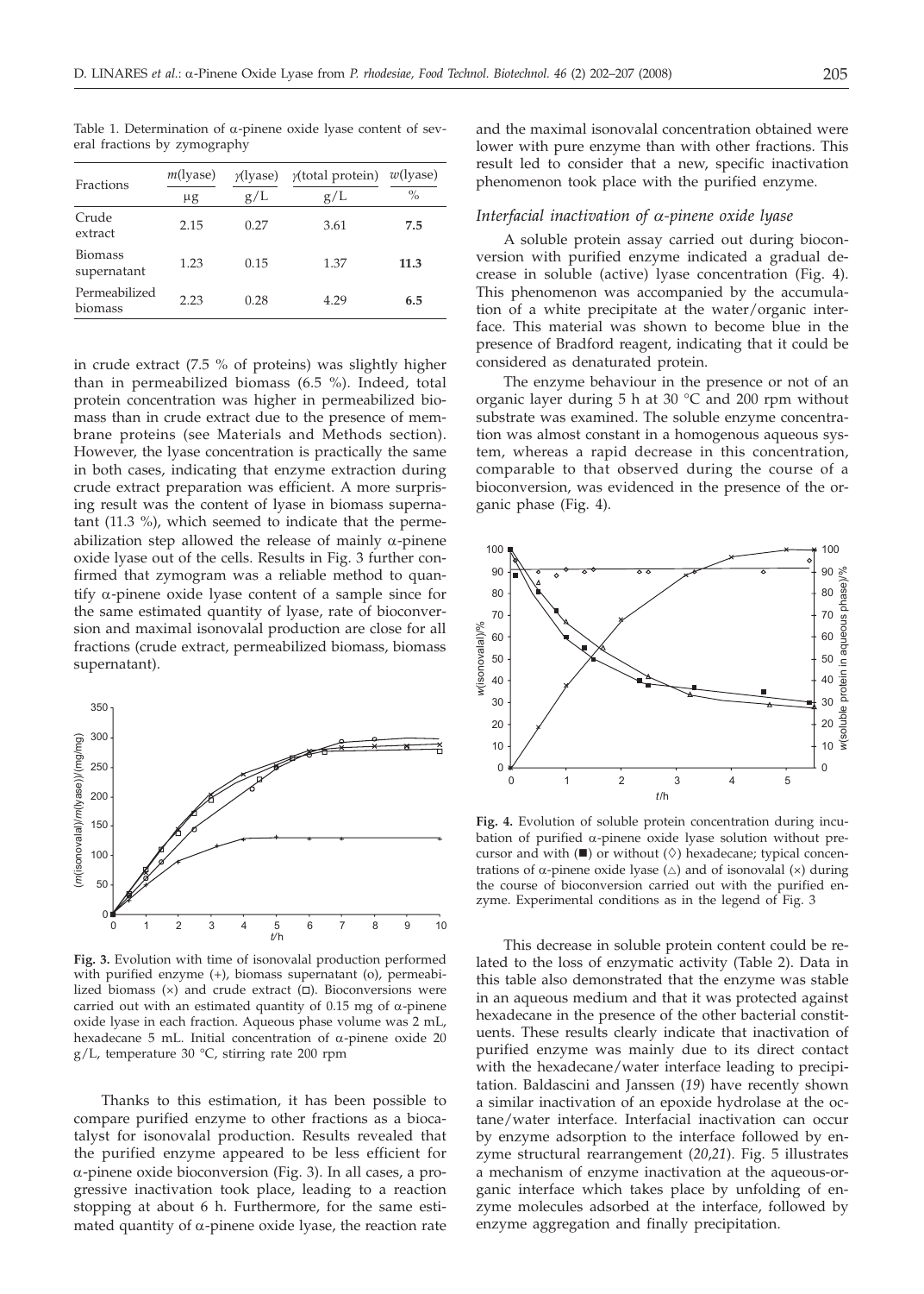Table 1. Determination of α-pinene oxide lyase content of several fractions by zymography

| Fractions | $m$(lyase) | $\gamma$(lyase) | $\gamma$(total protein) | $w$(lyase) |
|---|---|---|---|---|
| | μg | g/L | g/L | % |
| Crude extract | 2.15 | 0.27 | 3.61 | **7.5** |
| Biomass supernatant | 1.23 | 0.15 | 1.37 | **11.3** |
| Permeabilized biomass | 2.23 | 0.28 | 4.29 | **6.5** |

in crude extract (7.5 % of proteins) was slightly higher than in permeabilized biomass (6.5 %). Indeed, total protein concentration was higher in permeabilized biomass than in crude extract due to the presence of membrane proteins (see Materials and Methods section). However, the lyase concentration is practically the same in both cases, indicating that enzyme extraction during crude extract preparation was efficient. A more surprising result was the content of lyase in biomass supernatant (11.3 %), which seemed to indicate that the permeabilization step allowed the release of mainly α-pinene oxide lyase out of the cells. Results in Fig. 3 further confirmed that zymogram was a reliable method to quantify α-pinene oxide lyase content of a sample since for the same estimated quantity of lyase, rate of bioconversion and maximal isonovalal production are close for all fractions (crude extract, permeabilized biomass, biomass supernatant).

**Fig. 3.** Evolution with time of isonovalal production performed with purified enzyme (+), biomass supernatant (o), permeabilized biomass (×) and crude extract (□). Bioconversions were carried out with an estimated quantity of 0.15 mg of α-pinene oxide lyase in each fraction. Aqueous phase volume was 2 mL, hexadecane 5 mL. Initial concentration of α-pinene oxide 20 g/L, temperature 30 °C, stirring rate 200 rpm

Thanks to this estimation, it has been possible to compare purified enzyme to other fractions as a biocatalyst for isonovalal production. Results revealed that the purified enzyme appeared to be less efficient for α-pinene oxide bioconversion (Fig. 3). In all cases, a progressive inactivation took place, leading to a reaction stopping at about 6 h. Furthermore, for the same estimated quantity of α-pinene oxide lyase, the reaction rate and the maximal isonovalal concentration obtained were lower with pure enzyme than with other fractions. This result led to consider that a new, specific inactivation phenomenon took place with the purified enzyme.

### *Interfacial inactivation of α-pinene oxide lyase*

A soluble protein assay carried out during bioconversion with purified enzyme indicated a gradual decrease in soluble (active) lyase concentration (Fig. 4). This phenomenon was accompanied by the accumulation of a white precipitate at the water/organic interface. This material was shown to become blue in the presence of Bradford reagent, indicating that it could be considered as denaturated protein.

The enzyme behaviour in the presence or not of an organic layer during 5 h at 30 °C and 200 rpm without substrate was examined. The soluble enzyme concentration was almost constant in a homogenous aqueous system, whereas a rapid decrease in this concentration, comparable to that observed during the course of a bioconversion, was evidenced in the presence of the organic phase (Fig. 4).

**Fig. 4.** Evolution of soluble protein concentration during incubation of purified α-pinene oxide lyase solution without precursor and with (■) or without (◊) hexadecane; typical concentrations of α-pinene oxide lyase (△) and of isonovalal (×) during the course of bioconversion carried out with the purified enzyme. Experimental conditions as in the legend of Fig. 3

This decrease in soluble protein content could be related to the loss of enzymatic activity (Table 2). Data in this table also demonstrated that the enzyme was stable in an aqueous medium and that it was protected against hexadecane in the presence of the other bacterial constituents. These results clearly indicate that inactivation of purified enzyme was mainly due to its direct contact with the hexadecane/water interface leading to precipitation. Baldascini and Janssen (*19*) have recently shown a similar inactivation of an epoxide hydrolase at the octane/water interface. Interfacial inactivation can occur by enzyme adsorption to the interface followed by enzyme structural rearrangement (*20,21*). Fig. 5 illustrates a mechanism of enzyme inactivation at the aqueous-organic interface which takes place by unfolding of enzyme molecules adsorbed at the interface, followed by enzyme aggregation and finally precipitation.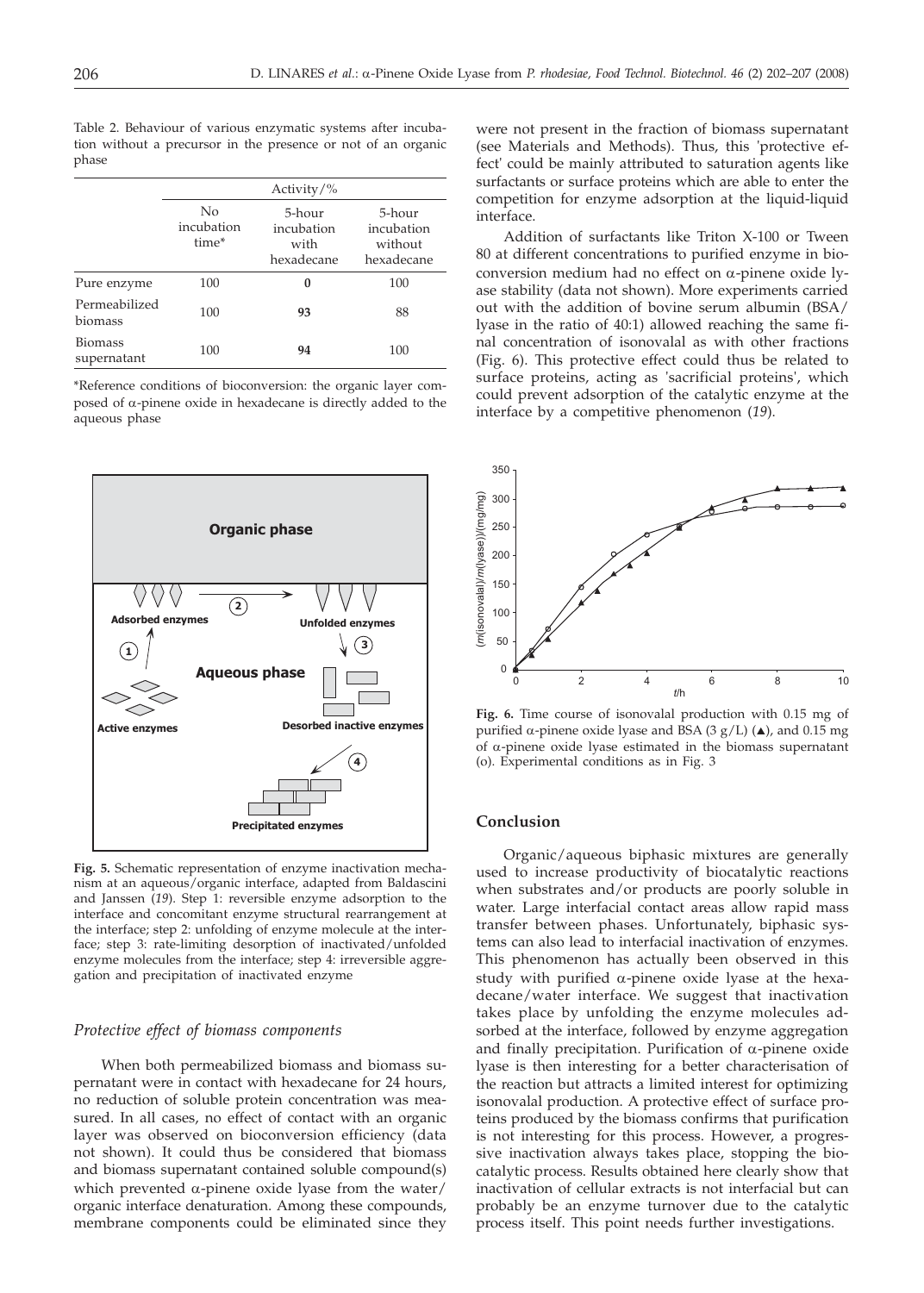Table 2. Behaviour of various enzymatic systems after incubation without a precursor in the presence or not of an organic phase

| | Activity/% | | |
|---|---|---|---|
| | No incubation time* | 5-hour incubation with hexadecane | 5-hour incubation without hexadecane |
| Pure enzyme | 100 | **0** | 100 |
| Permeabilized biomass | 100 | **93** | 88 |
| Biomass supernatant | 100 | **94** | 100 |

*Reference conditions of bioconversion: the organic layer composed of α-pinene oxide in hexadecane is directly added to the aqueous phase

**Fig. 5.** Schematic representation of enzyme inactivation mechanism at an aqueous/organic interface, adapted from Baldascini and Janssen (*19*). Step 1: reversible enzyme adsorption to the interface and concomitant enzyme structural rearrangement at the interface; step 2: unfolding of enzyme molecule at the interface; step 3: rate-limiting desorption of inactivated/unfolded enzyme molecules from the interface; step 4: irreversible aggregation and precipitation of inactivated enzyme

### *Protective effect of biomass components*

When both permeabilized biomass and biomass supernatant were in contact with hexadecane for 24 hours, no reduction of soluble protein concentration was measured. In all cases, no effect of contact with an organic layer was observed on bioconversion efficiency (data not shown). It could thus be considered that biomass and biomass supernatant contained soluble compound(s) which prevented α-pinene oxide lyase from the water/organic interface denaturation. Among these compounds, membrane components could be eliminated since they were not present in the fraction of biomass supernatant (see Materials and Methods). Thus, this 'protective effect' could be mainly attributed to saturation agents like surfactants or surface proteins which are able to enter the competition for enzyme adsorption at the liquid-liquid interface.

Addition of surfactants like Triton X-100 or Tween 80 at different concentrations to purified enzyme in bioconversion medium had no effect on α-pinene oxide lyase stability (data not shown). More experiments carried out with the addition of bovine serum albumin (BSA/lyase in the ratio of 40:1) allowed reaching the same final concentration of isonovalal as with other fractions (Fig. 6). This protective effect could thus be related to surface proteins, acting as 'sacrificial proteins', which could prevent adsorption of the catalytic enzyme at the interface by a competitive phenomenon (*19*).

**Fig. 6.** Time course of isonovalal production with 0.15 mg of purified α-pinene oxide lyase and BSA (3 g/L) (▲), and 0.15 mg of α-pinene oxide lyase estimated in the biomass supernatant (o). Experimental conditions as in Fig. 3

## Conclusion

Organic/aqueous biphasic mixtures are generally used to increase productivity of biocatalytic reactions when substrates and/or products are poorly soluble in water. Large interfacial contact areas allow rapid mass transfer between phases. Unfortunately, biphasic systems can also lead to interfacial inactivation of enzymes. This phenomenon has actually been observed in this study with purified α-pinene oxide lyase at the hexadecane/water interface. We suggest that inactivation takes place by unfolding the enzyme molecules adsorbed at the interface, followed by enzyme aggregation and finally precipitation. Purification of α-pinene oxide lyase is then interesting for a better characterisation of the reaction but attracts a limited interest for optimizing isonovalal production. A protective effect of surface proteins produced by the biomass confirms that purification is not interesting for this process. However, a progressive inactivation always takes place, stopping the biocatalytic process. Results obtained here clearly show that inactivation of cellular extracts is not interfacial but can probably be an enzyme turnover due to the catalytic process itself. This point needs further investigations.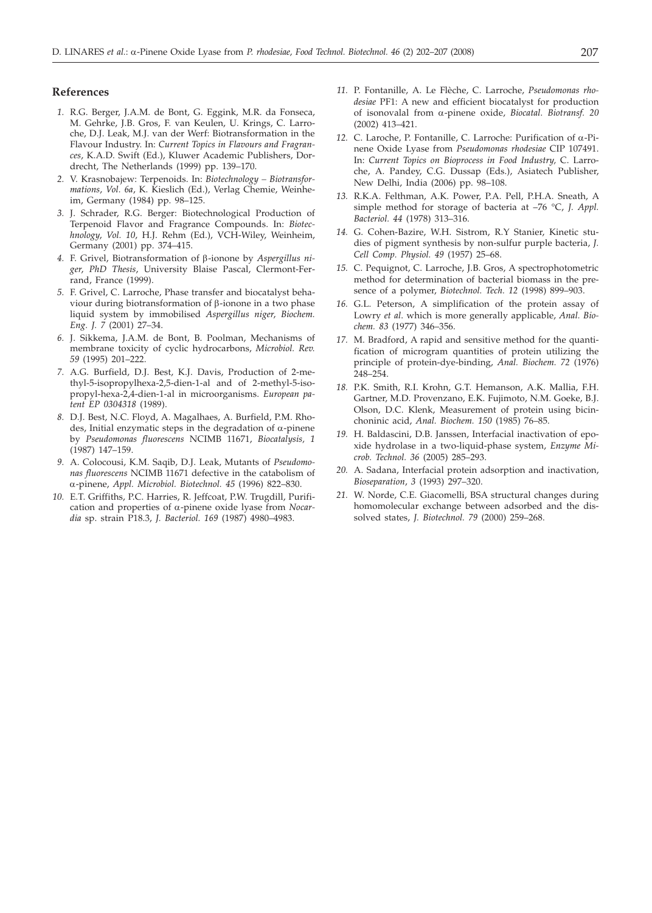## References

1. R.G. Berger, J.A.M. de Bont, G. Eggink, M.R. da Fonseca, M. Gehrke, J.B. Gros, F. van Keulen, U. Krings, C. Larroche, D.J. Leak, M.J. van der Werf: Biotransformation in the Flavour Industry. In: *Current Topics in Flavours and Fragrances*, K.A.D. Swift (Ed.), Kluwer Academic Publishers, Dordrecht, The Netherlands (1999) pp. 139–170.

2. V. Krasnobajew: Terpenoids. In: *Biotechnology – Biotransformations*, *Vol. 6a*, K. Kieslich (Ed.), Verlag Chemie, Weinheim, Germany (1984) pp. 98–125.

3. J. Schrader, R.G. Berger: Biotechnological Production of Terpenoid Flavor and Fragrance Compounds. In: *Biotechnology*, *Vol. 10*, H.J. Rehm (Ed.), VCH-Wiley, Weinheim, Germany (2001) pp. 374–415.

4. F. Grivel, Biotransformation of β-ionone by *Aspergillus niger*, *PhD Thesis*, University Blaise Pascal, Clermont-Ferrand, France (1999).

5. F. Grivel, C. Larroche, Phase transfer and biocatalyst behaviour during biotransformation of β-ionone in a two phase liquid system by immobilised *Aspergillus niger*, *Biochem. Eng. J. 7* (2001) 27–34.

6. J. Sikkema, J.A.M. de Bont, B. Poolman, Mechanisms of membrane toxicity of cyclic hydrocarbons, *Microbiol. Rev. 59* (1995) 201–222.

7. A.G. Burfield, D.J. Best, K.J. Davis, Production of 2-methyl-5-isopropylhexa-2,5-dien-1-al and of 2-methyl-5-isopropyl-hexa-2,4-dien-1-al in microorganisms. *European patent EP 0304318* (1989).

8. D.J. Best, N.C. Floyd, A. Magalhaes, A. Burfield, P.M. Rhodes, Initial enzymatic steps in the degradation of α-pinene by *Pseudomonas fluorescens* NCIMB 11671, *Biocatalysis, 1* (1987) 147–159.

9. A. Colocousi, K.M. Saqib, D.J. Leak, Mutants of *Pseudomonas fluorescens* NCIMB 11671 defective in the catabolism of α-pinene, *Appl. Microbiol. Biotechnol. 45* (1996) 822–830.

10. E.T. Griffiths, P.C. Harries, R. Jeffcoat, P.W. Trugdill, Purification and properties of α-pinene oxide lyase from *Nocardia* sp. strain P18.3, *J. Bacteriol. 169* (1987) 4980–4983.

11. P. Fontanille, A. Le Flèche, C. Larroche, *Pseudomonas rhodesiae* PF1: A new and efficient biocatalyst for production of isonovalal from α-pinene oxide, *Biocatal. Biotransf. 20* (2002) 413–421.

12. C. Laroche, P. Fontanille, C. Larroche: Purification of α-Pinene Oxide Lyase from *Pseudomonas rhodesiae* CIP 107491. In: *Current Topics on Bioprocess in Food Industry*, C. Larroche, A. Pandey, C.G. Dussap (Eds.), Asiatech Publisher, New Delhi, India (2006) pp. 98–108.

13. R.K.A. Felthman, A.K. Power, P.A. Pell, P.H.A. Sneath, A simple method for storage of bacteria at –76 °C, *J. Appl. Bacteriol. 44* (1978) 313–316.

14. G. Cohen-Bazire, W.H. Sistrom, R.Y Stanier, Kinetic studies of pigment synthesis by non-sulfur purple bacteria, *J. Cell Comp. Physiol. 49* (1957) 25–68.

15. C. Pequignot, C. Larroche, J.B. Gros, A spectrophotometric method for determination of bacterial biomass in the presence of a polymer, *Biotechnol. Tech. 12* (1998) 899–903.

16. G.L. Peterson, A simplification of the protein assay of Lowry *et al*. which is more generally applicable, *Anal. Biochem. 83* (1977) 346–356.

17. M. Bradford, A rapid and sensitive method for the quantification of microgram quantities of protein utilizing the principle of protein-dye-binding, *Anal. Biochem. 72* (1976) 248–254.

18. P.K. Smith, R.I. Krohn, G.T. Hemanson, A.K. Mallia, F.H. Gartner, M.D. Provenzano, E.K. Fujimoto, N.M. Goeke, B.J. Olson, D.C. Klenk, Measurement of protein using bicinchoninic acid, *Anal. Biochem. 150* (1985) 76–85.

19. H. Baldascini, D.B. Janssen, Interfacial inactivation of epoxide hydrolase in a two-liquid-phase system, *Enzyme Microb. Technol. 36* (2005) 285–293.

20. A. Sadana, Interfacial protein adsorption and inactivation, *Bioseparation*, *3* (1993) 297–320.

21. W. Norde, C.E. Giacomelli, BSA structural changes during homomolecular exchange between adsorbed and the dissolved states, *J. Biotechnol. 79* (2000) 259–268.